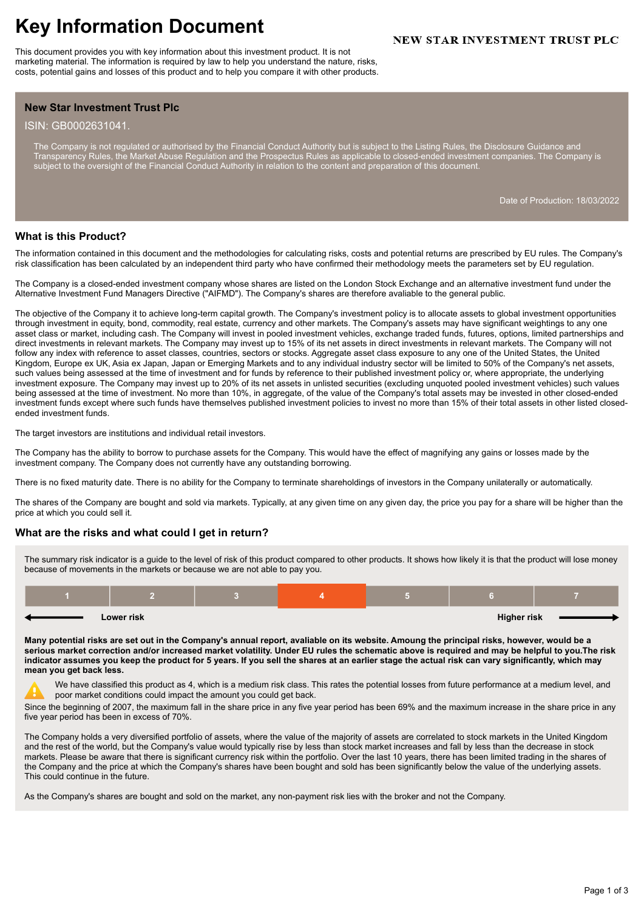# Key Information Document

**NEW STAR INVESTMENT TRUST PLC**

This document provides you with key information about this investment product. It is not marketing material. The information is required by law to help you understand the nature, risks, costs, potential gains and losses of this product and to help you compare it with other products.

## New Star Investment Trust Plc

ISIN: GB0002631041.

The Company is not regulated or authorised by the Financial Conduct Authority but is subject to the Listing Rules, the Disclosure Guidance and Transparency Rules, the Market Abuse Regulation and the Prospectus Rules as applicable to closed-ended investment companies. The Company is subject to the oversight of the Financial Conduct Authority in relation to the content and preparation of this document.

Date of Production: 18/03/2022

## What is this Product?

The information contained in this document and the methodologies for calculating risks, costs and potential returns are prescribed by EU rules. The Company's risk classification has been calculated by an independent third party who have confirmed their methodology meets the parameters set by EU regulation.

The Company is a closed-ended investment company whose shares are listed on the London Stock Exchange and an alternative investment fund under the Alternative Investment Fund Managers Directive ("AIFMD"). The Company's shares are therefore avaliable to the general public.

The objective of the Company it to achieve long-term capital growth. The Company's investment policy is to allocate assets to global investment opportunities through investment in equity, bond, commodity, real estate, currency and other markets. The Company's assets may have significant weightings to any one asset class or market, including cash. The Company will invest in pooled investment vehicles, exchange traded funds, futures, options, limited partnerships and direct investments in relevant markets. The Company may invest up to 15% of its net assets in direct investments in relevant markets. The Company will not follow any index with reference to asset classes, countries, sectors or stocks. Aggregate asset class exposure to any one of the United States, the United Kingdom, Europe ex UK, Asia ex Japan, Japan or Emerging Markets and to any individual industry sector will be limited to 50% of the Company's net assets, such values being assessed at the time of investment and for funds by reference to their published investment policy or, where appropriate, the underlying investment exposure. The Company may invest up to 20% of its net assets in unlisted securities (excluding unquoted pooled investment vehicles) such values being assessed at the time of investment. No more than 10%, in aggregate, of the value of the Company's total assets may be invested in other closed-ended investment funds except where such funds have themselves published investment policies to invest no more than 15% of their total assets in other listed closed-ended investment funds.

The target investors are institutions and individual retail investors.

The Company has the ability to borrow to purchase assets for the Company. This would have the effect of magnifying any gains or losses made by the investment company. The Company does not currently have any outstanding borrowing.

There is no fixed maturity date. There is no ability for the Company to terminate shareholdings of investors in the Company unilaterally or automatically.

The shares of the Company are bought and sold via markets. Typically, at any given time on any given day, the price you pay for a share will be higher than the price at which you could sell it.

## What are the risks and what could I get in return?

The summary risk indicator is a guide to the level of risk of this product compared to other products. It shows how likely it is that the product will lose money because of movements in the markets or because we are not able to pay you.

| 1 | 2 | 3 | **4** | 5 | 6 | 7 |
|---|---|---|---|---|---|---|

← Lower risk &nbsp;&nbsp;&nbsp;&nbsp; Higher risk →

**Many potential risks are set out in the Company's annual report, avaliable on its website. Amoung the principal risks, however, would be a serious market correction and/or increased market volatility. Under EU rules the schematic above is required and may be helpful to you.The risk indicator assumes you keep the product for 5 years. If you sell the shares at an earlier stage the actual risk can vary significantly, which may mean you get back less.**

We have classified this product as 4, which is a medium risk class. This rates the potential losses from future performance at a medium level, and poor market conditions could impact the amount you could get back.

Since the beginning of 2007, the maximum fall in the share price in any five year period has been 69% and the maximum increase in the share price in any five year period has been in excess of 70%.

The Company holds a very diversified portfolio of assets, where the value of the majority of assets are correlated to stock markets in the United Kingdom and the rest of the world, but the Company's value would typically rise by less than stock market increases and fall by less than the decrease in stock markets. Please be aware that there is significant currency risk within the portfolio. Over the last 10 years, there has been limited trading in the shares of the Company and the price at which the Company's shares have been bought and sold has been significantly below the value of the underlying assets. This could continue in the future.

As the Company's shares are bought and sold on the market, any non-payment risk lies with the broker and not the Company.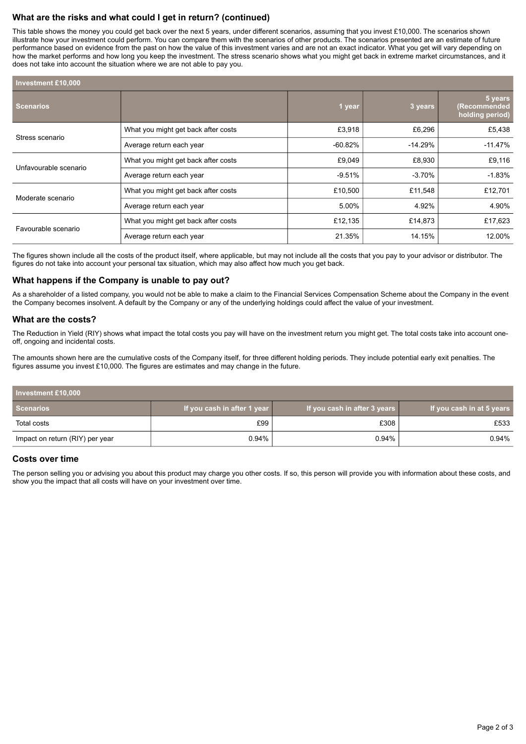## What are the risks and what could I get in return? (continued)

This table shows the money you could get back over the next 5 years, under different scenarios, assuming that you invest £10,000. The scenarios shown illustrate how your investment could perform. You can compare them with the scenarios of other products. The scenarios presented are an estimate of future performance based on evidence from the past on how the value of this investment varies and are not an exact indicator. What you get will vary depending on how the market performs and how long you keep the investment. The stress scenario shows what you might get back in extreme market circumstances, and it does not take into account the situation where we are not able to pay you.

| Investment £10,000 | | | | |
|---|---|---|---|---|
| **Scenarios** | | **1 year** | **3 years** | **5 years (Recommended holding period)** |
| Stress scenario | What you might get back after costs | £3,918 | £6,296 | £5,438 |
| | Average return each year | -60.82% | -14.29% | -11.47% |
| Unfavourable scenario | What you might get back after costs | £9,049 | £8,930 | £9,116 |
| | Average return each year | -9.51% | -3.70% | -1.83% |
| Moderate scenario | What you might get back after costs | £10,500 | £11,548 | £12,701 |
| | Average return each year | 5.00% | 4.92% | 4.90% |
| Favourable scenario | What you might get back after costs | £12,135 | £14,873 | £17,623 |
| | Average return each year | 21.35% | 14.15% | 12.00% |

The figures shown include all the costs of the product itself, where applicable, but may not include all the costs that you pay to your advisor or distributor. The figures do not take into account your personal tax situation, which may also affect how much you get back.

## What happens if the Company is unable to pay out?

As a shareholder of a listed company, you would not be able to make a claim to the Financial Services Compensation Scheme about the Company in the event the Company becomes insolvent. A default by the Company or any of the underlying holdings could affect the value of your investment.

## What are the costs?

The Reduction in Yield (RIY) shows what impact the total costs you pay will have on the investment return you might get. The total costs take into account one-off, ongoing and incidental costs.

The amounts shown here are the cumulative costs of the Company itself, for three different holding periods. They include potential early exit penalties. The figures assume you invest £10,000. The figures are estimates and may change in the future.

| Investment £10,000 | | | |
|---|---|---|---|
| **Scenarios** | **If you cash in after 1 year** | **If you cash in after 3 years** | **If you cash in at 5 years** |
| Total costs | £99 | £308 | £533 |
| Impact on return (RIY) per year | 0.94% | 0.94% | 0.94% |

## Costs over time

The person selling you or advising you about this product may charge you other costs. If so, this person will provide you with information about these costs, and show you the impact that all costs will have on your investment over time.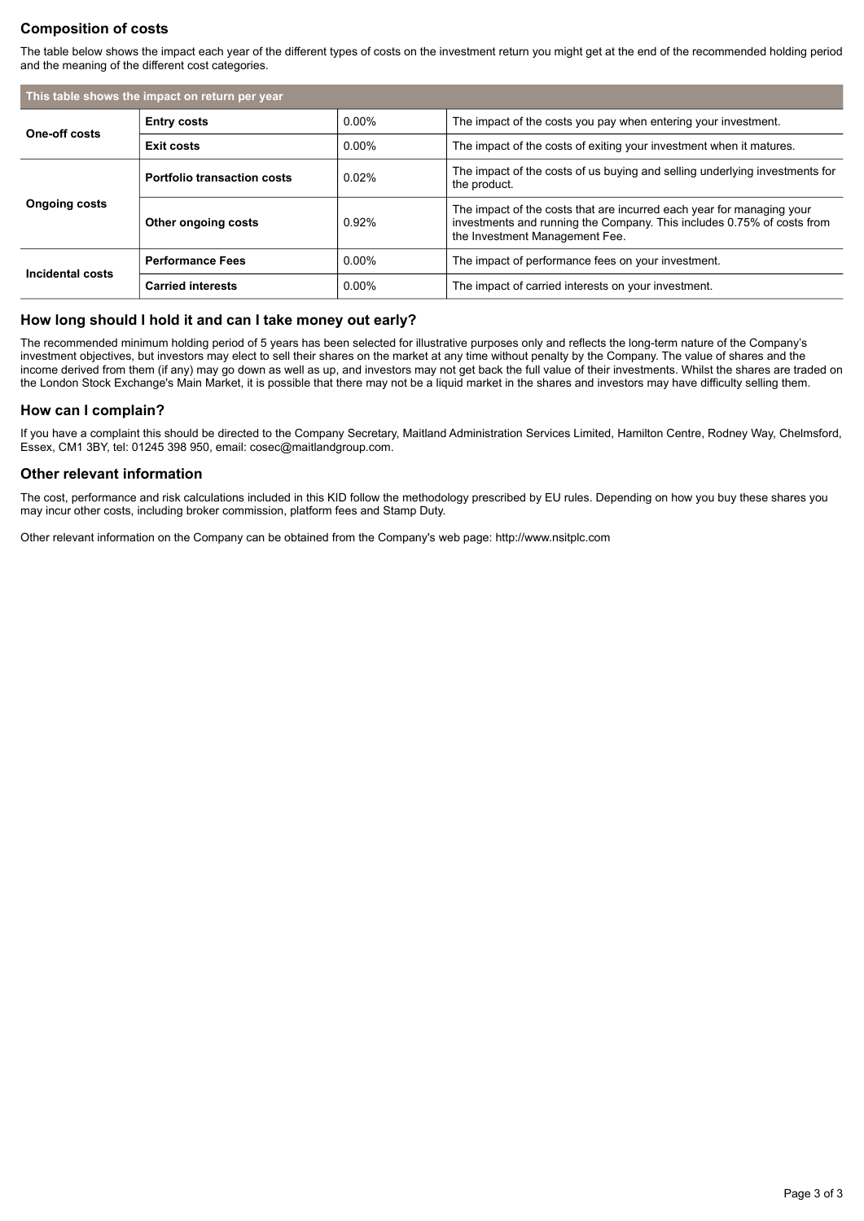## Composition of costs

The table below shows the impact each year of the different types of costs on the investment return you might get at the end of the recommended holding period and the meaning of the different cost categories.

| This table shows the impact on return per year | | | |
|---|---|---|---|
| **One-off costs** | **Entry costs** | 0.00% | The impact of the costs you pay when entering your investment. |
| | **Exit costs** | 0.00% | The impact of the costs of exiting your investment when it matures. |
| **Ongoing costs** | **Portfolio transaction costs** | 0.02% | The impact of the costs of us buying and selling underlying investments for the product. |
| | **Other ongoing costs** | 0.92% | The impact of the costs that are incurred each year for managing your investments and running the Company. This includes 0.75% of costs from the Investment Management Fee. |
| **Incidental costs** | **Performance Fees** | 0.00% | The impact of performance fees on your investment. |
| | **Carried interests** | 0.00% | The impact of carried interests on your investment. |

## How long should I hold it and can I take money out early?

The recommended minimum holding period of 5 years has been selected for illustrative purposes only and reflects the long-term nature of the Company's investment objectives, but investors may elect to sell their shares on the market at any time without penalty by the Company. The value of shares and the income derived from them (if any) may go down as well as up, and investors may not get back the full value of their investments. Whilst the shares are traded on the London Stock Exchange's Main Market, it is possible that there may not be a liquid market in the shares and investors may have difficulty selling them.

## How can I complain?

If you have a complaint this should be directed to the Company Secretary, Maitland Administration Services Limited, Hamilton Centre, Rodney Way, Chelmsford, Essex, CM1 3BY, tel: 01245 398 950, email: cosec@maitlandgroup.com.

## Other relevant information

The cost, performance and risk calculations included in this KID follow the methodology prescribed by EU rules. Depending on how you buy these shares you may incur other costs, including broker commission, platform fees and Stamp Duty.

Other relevant information on the Company can be obtained from the Company's web page: http://www.nsitplc.com